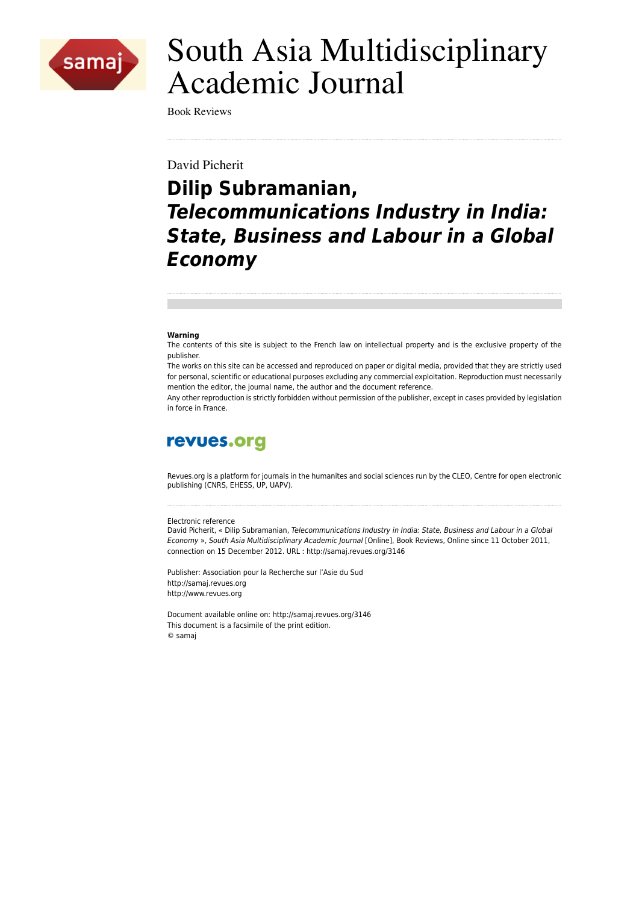# South Asia Multidisciplinary Academic Journal

Book Reviews

David Picherit

## Dilip Subramanian, *Telecommunications Industry in India: State, Business and Labour in a Global Economy*

**Warning**

The contents of this site is subject to the French law on intellectual property and is the exclusive property of the publisher.

The works on this site can be accessed and reproduced on paper or digital media, provided that they are strictly used for personal, scientific or educational purposes excluding any commercial exploitation. Reproduction must necessarily mention the editor, the journal name, the author and the document reference.

Any other reproduction is strictly forbidden without permission of the publisher, except in cases provided by legislation in force in France.

revues.org

Revues.org is a platform for journals in the humanites and social sciences run by the CLEO, Centre for open electronic publishing (CNRS, EHESS, UP, UAPV).

Electronic reference

David Picherit, « Dilip Subramanian, *Telecommunications Industry in India: State, Business and Labour in a Global Economy* », *South Asia Multidisciplinary Academic Journal* [Online], Book Reviews, Online since 11 October 2011, connection on 15 December 2012. URL : http://samaj.revues.org/3146

Publisher: Association pour la Recherche sur l'Asie du Sud
http://samaj.revues.org
http://www.revues.org

Document available online on: http://samaj.revues.org/3146
This document is a facsimile of the print edition.
© samaj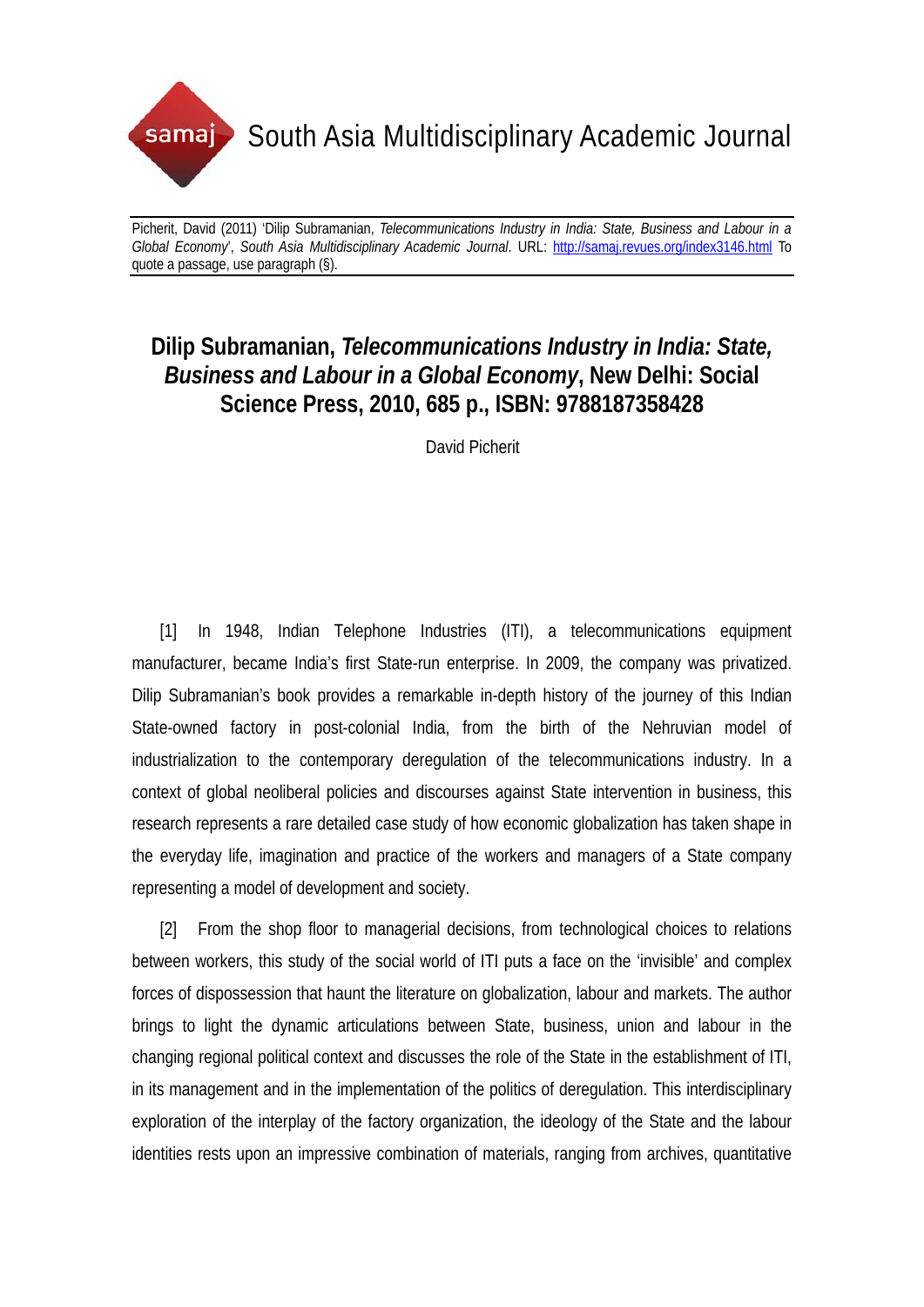Picherit, David (2011) 'Dilip Subramanian, *Telecommunications Industry in India: State, Business and Labour in a Global Economy*', *South Asia Multidisciplinary Academic Journal*. URL: http://samaj.revues.org/index3146.html To quote a passage, use paragraph (§).

# Dilip Subramanian, *Telecommunications Industry in India: State, Business and Labour in a Global Economy*, New Delhi: Social Science Press, 2010, 685 p., ISBN: 9788187358428

David Picherit

[1] In 1948, Indian Telephone Industries (ITI), a telecommunications equipment manufacturer, became India's first State-run enterprise. In 2009, the company was privatized. Dilip Subramanian's book provides a remarkable in-depth history of the journey of this Indian State-owned factory in post-colonial India, from the birth of the Nehruvian model of industrialization to the contemporary deregulation of the telecommunications industry. In a context of global neoliberal policies and discourses against State intervention in business, this research represents a rare detailed case study of how economic globalization has taken shape in the everyday life, imagination and practice of the workers and managers of a State company representing a model of development and society.

[2] From the shop floor to managerial decisions, from technological choices to relations between workers, this study of the social world of ITI puts a face on the 'invisible' and complex forces of dispossession that haunt the literature on globalization, labour and markets. The author brings to light the dynamic articulations between State, business, union and labour in the changing regional political context and discusses the role of the State in the establishment of ITI, in its management and in the implementation of the politics of deregulation. This interdisciplinary exploration of the interplay of the factory organization, the ideology of the State and the labour identities rests upon an impressive combination of materials, ranging from archives, quantitative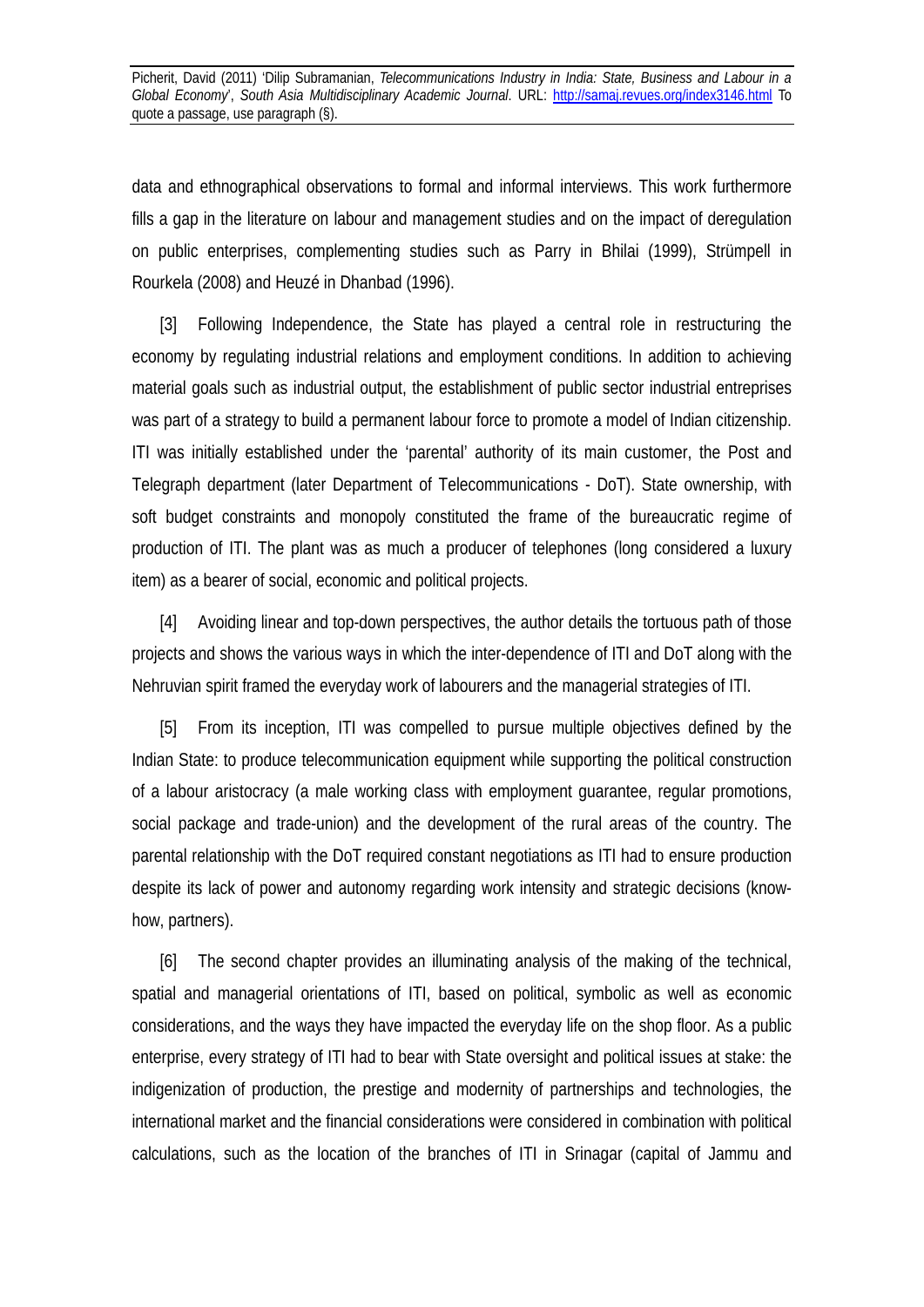data and ethnographical observations to formal and informal interviews. This work furthermore fills a gap in the literature on labour and management studies and on the impact of deregulation on public enterprises, complementing studies such as Parry in Bhilai (1999), Strümpell in Rourkela (2008) and Heuzé in Dhanbad (1996).

[3] Following Independence, the State has played a central role in restructuring the economy by regulating industrial relations and employment conditions. In addition to achieving material goals such as industrial output, the establishment of public sector industrial entreprises was part of a strategy to build a permanent labour force to promote a model of Indian citizenship. ITI was initially established under the 'parental' authority of its main customer, the Post and Telegraph department (later Department of Telecommunications - DoT). State ownership, with soft budget constraints and monopoly constituted the frame of the bureaucratic regime of production of ITI. The plant was as much a producer of telephones (long considered a luxury item) as a bearer of social, economic and political projects.

[4] Avoiding linear and top-down perspectives, the author details the tortuous path of those projects and shows the various ways in which the inter-dependence of ITI and DoT along with the Nehruvian spirit framed the everyday work of labourers and the managerial strategies of ITI.

[5] From its inception, ITI was compelled to pursue multiple objectives defined by the Indian State: to produce telecommunication equipment while supporting the political construction of a labour aristocracy (a male working class with employment guarantee, regular promotions, social package and trade-union) and the development of the rural areas of the country. The parental relationship with the DoT required constant negotiations as ITI had to ensure production despite its lack of power and autonomy regarding work intensity and strategic decisions (know-how, partners).

[6] The second chapter provides an illuminating analysis of the making of the technical, spatial and managerial orientations of ITI, based on political, symbolic as well as economic considerations, and the ways they have impacted the everyday life on the shop floor. As a public enterprise, every strategy of ITI had to bear with State oversight and political issues at stake: the indigenization of production, the prestige and modernity of partnerships and technologies, the international market and the financial considerations were considered in combination with political calculations, such as the location of the branches of ITI in Srinagar (capital of Jammu and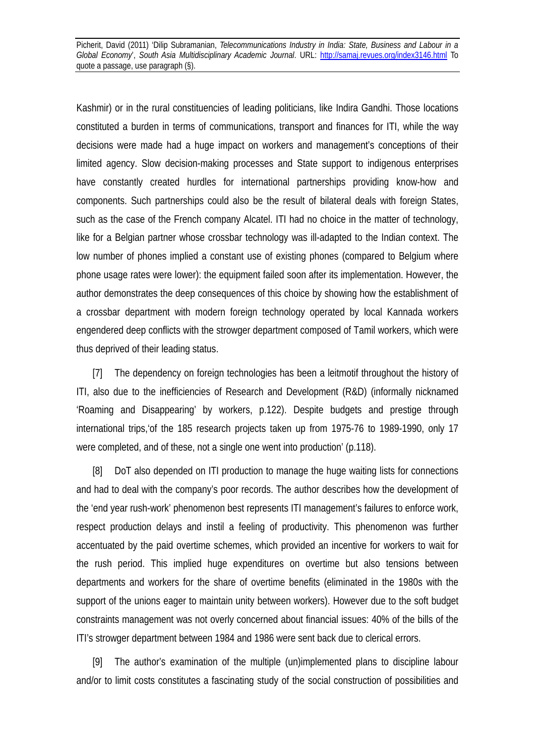Kashmir) or in the rural constituencies of leading politicians, like Indira Gandhi. Those locations constituted a burden in terms of communications, transport and finances for ITI, while the way decisions were made had a huge impact on workers and management's conceptions of their limited agency. Slow decision-making processes and State support to indigenous enterprises have constantly created hurdles for international partnerships providing know-how and components. Such partnerships could also be the result of bilateral deals with foreign States, such as the case of the French company Alcatel. ITI had no choice in the matter of technology, like for a Belgian partner whose crossbar technology was ill-adapted to the Indian context. The low number of phones implied a constant use of existing phones (compared to Belgium where phone usage rates were lower): the equipment failed soon after its implementation. However, the author demonstrates the deep consequences of this choice by showing how the establishment of a crossbar department with modern foreign technology operated by local Kannada workers engendered deep conflicts with the strowger department composed of Tamil workers, which were thus deprived of their leading status.

[7] The dependency on foreign technologies has been a leitmotif throughout the history of ITI, also due to the inefficiencies of Research and Development (R&D) (informally nicknamed 'Roaming and Disappearing' by workers, p.122). Despite budgets and prestige through international trips,'of the 185 research projects taken up from 1975-76 to 1989-1990, only 17 were completed, and of these, not a single one went into production' (p.118).

[8] DoT also depended on ITI production to manage the huge waiting lists for connections and had to deal with the company's poor records. The author describes how the development of the 'end year rush-work' phenomenon best represents ITI management's failures to enforce work, respect production delays and instil a feeling of productivity. This phenomenon was further accentuated by the paid overtime schemes, which provided an incentive for workers to wait for the rush period. This implied huge expenditures on overtime but also tensions between departments and workers for the share of overtime benefits (eliminated in the 1980s with the support of the unions eager to maintain unity between workers). However due to the soft budget constraints management was not overly concerned about financial issues: 40% of the bills of the ITI's strowger department between 1984 and 1986 were sent back due to clerical errors.

[9] The author's examination of the multiple (un)implemented plans to discipline labour and/or to limit costs constitutes a fascinating study of the social construction of possibilities and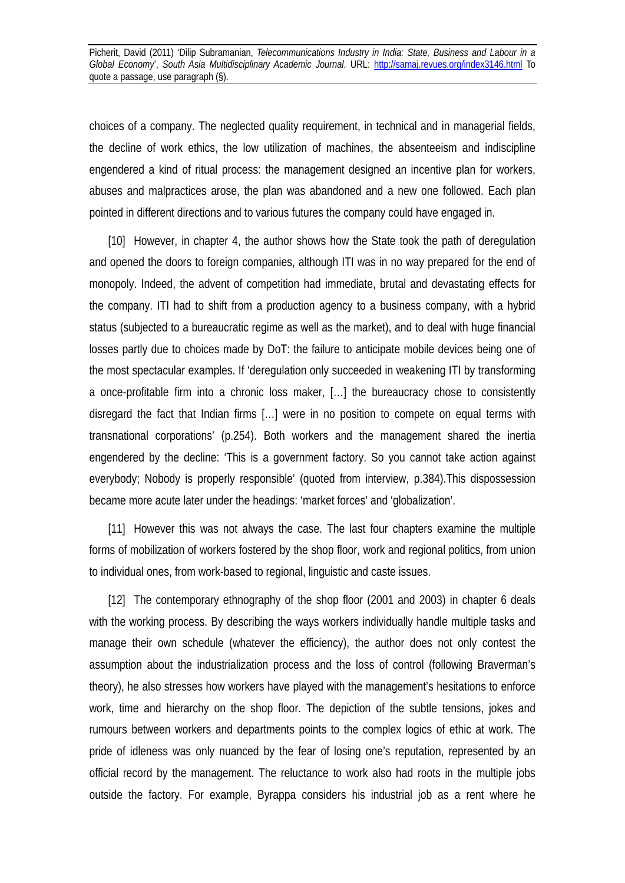choices of a company. The neglected quality requirement, in technical and in managerial fields, the decline of work ethics, the low utilization of machines, the absenteeism and indiscipline engendered a kind of ritual process: the management designed an incentive plan for workers, abuses and malpractices arose, the plan was abandoned and a new one followed. Each plan pointed in different directions and to various futures the company could have engaged in.

[10] However, in chapter 4, the author shows how the State took the path of deregulation and opened the doors to foreign companies, although ITI was in no way prepared for the end of monopoly. Indeed, the advent of competition had immediate, brutal and devastating effects for the company. ITI had to shift from a production agency to a business company, with a hybrid status (subjected to a bureaucratic regime as well as the market), and to deal with huge financial losses partly due to choices made by DoT: the failure to anticipate mobile devices being one of the most spectacular examples. If 'deregulation only succeeded in weakening ITI by transforming a once-profitable firm into a chronic loss maker, […] the bureaucracy chose to consistently disregard the fact that Indian firms […] were in no position to compete on equal terms with transnational corporations' (p.254). Both workers and the management shared the inertia engendered by the decline: 'This is a government factory. So you cannot take action against everybody; Nobody is properly responsible' (quoted from interview, p.384).This dispossession became more acute later under the headings: 'market forces' and 'globalization'.

[11] However this was not always the case. The last four chapters examine the multiple forms of mobilization of workers fostered by the shop floor, work and regional politics, from union to individual ones, from work-based to regional, linguistic and caste issues.

[12] The contemporary ethnography of the shop floor (2001 and 2003) in chapter 6 deals with the working process. By describing the ways workers individually handle multiple tasks and manage their own schedule (whatever the efficiency), the author does not only contest the assumption about the industrialization process and the loss of control (following Braverman's theory), he also stresses how workers have played with the management's hesitations to enforce work, time and hierarchy on the shop floor. The depiction of the subtle tensions, jokes and rumours between workers and departments points to the complex logics of ethic at work. The pride of idleness was only nuanced by the fear of losing one's reputation, represented by an official record by the management. The reluctance to work also had roots in the multiple jobs outside the factory. For example, Byrappa considers his industrial job as a rent where he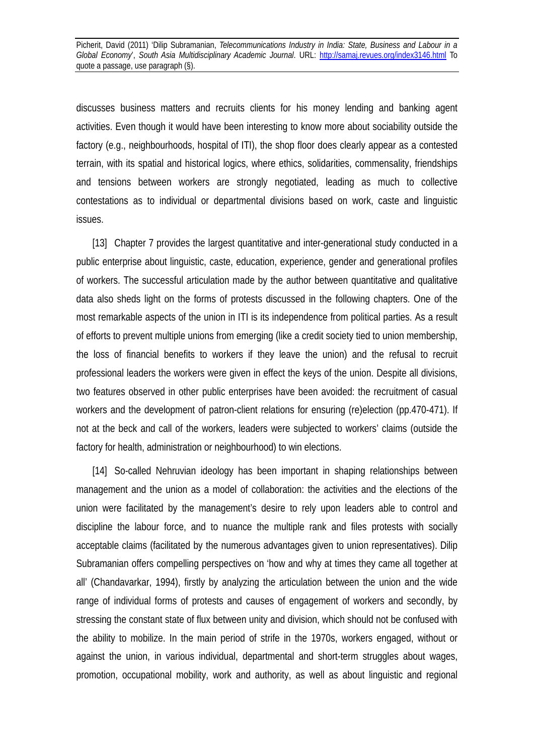discusses business matters and recruits clients for his money lending and banking agent activities. Even though it would have been interesting to know more about sociability outside the factory (e.g., neighbourhoods, hospital of ITI), the shop floor does clearly appear as a contested terrain, with its spatial and historical logics, where ethics, solidarities, commensality, friendships and tensions between workers are strongly negotiated, leading as much to collective contestations as to individual or departmental divisions based on work, caste and linguistic issues.

[13] Chapter 7 provides the largest quantitative and inter-generational study conducted in a public enterprise about linguistic, caste, education, experience, gender and generational profiles of workers. The successful articulation made by the author between quantitative and qualitative data also sheds light on the forms of protests discussed in the following chapters. One of the most remarkable aspects of the union in ITI is its independence from political parties. As a result of efforts to prevent multiple unions from emerging (like a credit society tied to union membership, the loss of financial benefits to workers if they leave the union) and the refusal to recruit professional leaders the workers were given in effect the keys of the union. Despite all divisions, two features observed in other public enterprises have been avoided: the recruitment of casual workers and the development of patron-client relations for ensuring (re)election (pp.470-471). If not at the beck and call of the workers, leaders were subjected to workers' claims (outside the factory for health, administration or neighbourhood) to win elections.

[14] So-called Nehruvian ideology has been important in shaping relationships between management and the union as a model of collaboration: the activities and the elections of the union were facilitated by the management's desire to rely upon leaders able to control and discipline the labour force, and to nuance the multiple rank and files protests with socially acceptable claims (facilitated by the numerous advantages given to union representatives). Dilip Subramanian offers compelling perspectives on 'how and why at times they came all together at all' (Chandavarkar, 1994), firstly by analyzing the articulation between the union and the wide range of individual forms of protests and causes of engagement of workers and secondly, by stressing the constant state of flux between unity and division, which should not be confused with the ability to mobilize. In the main period of strife in the 1970s, workers engaged, without or against the union, in various individual, departmental and short-term struggles about wages, promotion, occupational mobility, work and authority, as well as about linguistic and regional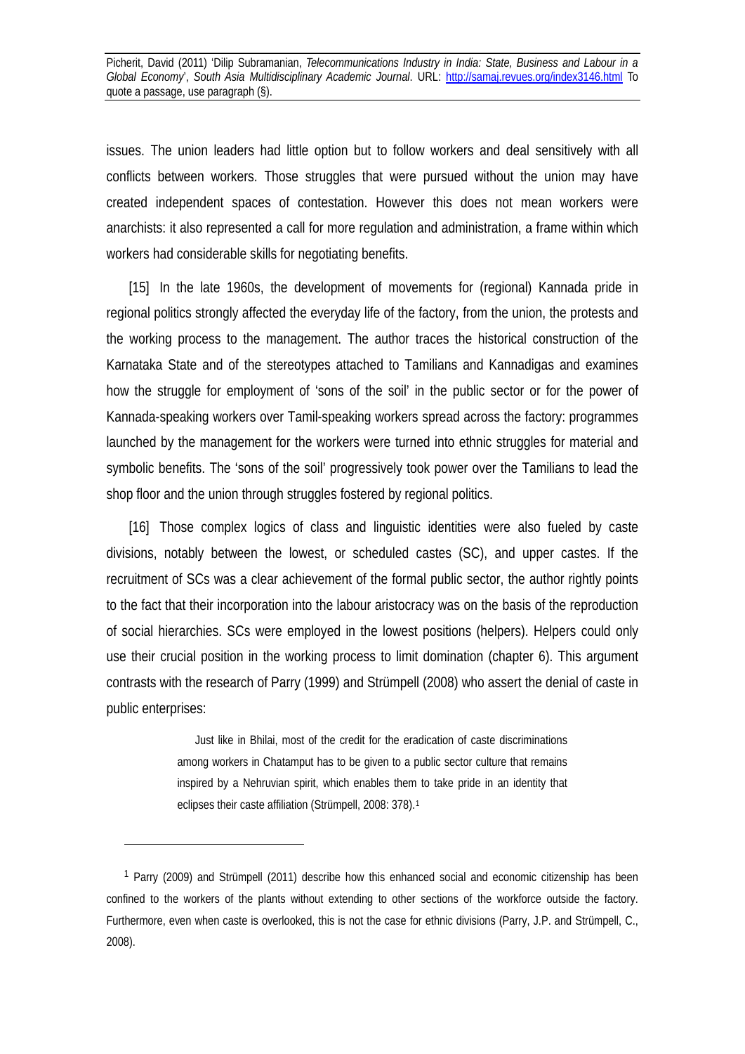issues. The union leaders had little option but to follow workers and deal sensitively with all conflicts between workers. Those struggles that were pursued without the union may have created independent spaces of contestation. However this does not mean workers were anarchists: it also represented a call for more regulation and administration, a frame within which workers had considerable skills for negotiating benefits.

[15] In the late 1960s, the development of movements for (regional) Kannada pride in regional politics strongly affected the everyday life of the factory, from the union, the protests and the working process to the management. The author traces the historical construction of the Karnataka State and of the stereotypes attached to Tamilians and Kannadigas and examines how the struggle for employment of 'sons of the soil' in the public sector or for the power of Kannada-speaking workers over Tamil-speaking workers spread across the factory: programmes launched by the management for the workers were turned into ethnic struggles for material and symbolic benefits. The 'sons of the soil' progressively took power over the Tamilians to lead the shop floor and the union through struggles fostered by regional politics.

[16] Those complex logics of class and linguistic identities were also fueled by caste divisions, notably between the lowest, or scheduled castes (SC), and upper castes. If the recruitment of SCs was a clear achievement of the formal public sector, the author rightly points to the fact that their incorporation into the labour aristocracy was on the basis of the reproduction of social hierarchies. SCs were employed in the lowest positions (helpers). Helpers could only use their crucial position in the working process to limit domination (chapter 6). This argument contrasts with the research of Parry (1999) and Strümpell (2008) who assert the denial of caste in public enterprises:

> Just like in Bhilai, most of the credit for the eradication of caste discriminations among workers in Chatamput has to be given to a public sector culture that remains inspired by a Nehruvian spirit, which enables them to take pride in an identity that eclipses their caste affiliation (Strümpell, 2008: 378).[1]

---

[1] Parry (2009) and Strümpell (2011) describe how this enhanced social and economic citizenship has been confined to the workers of the plants without extending to other sections of the workforce outside the factory. Furthermore, even when caste is overlooked, this is not the case for ethnic divisions (Parry, J.P. and Strümpell, C., 2008).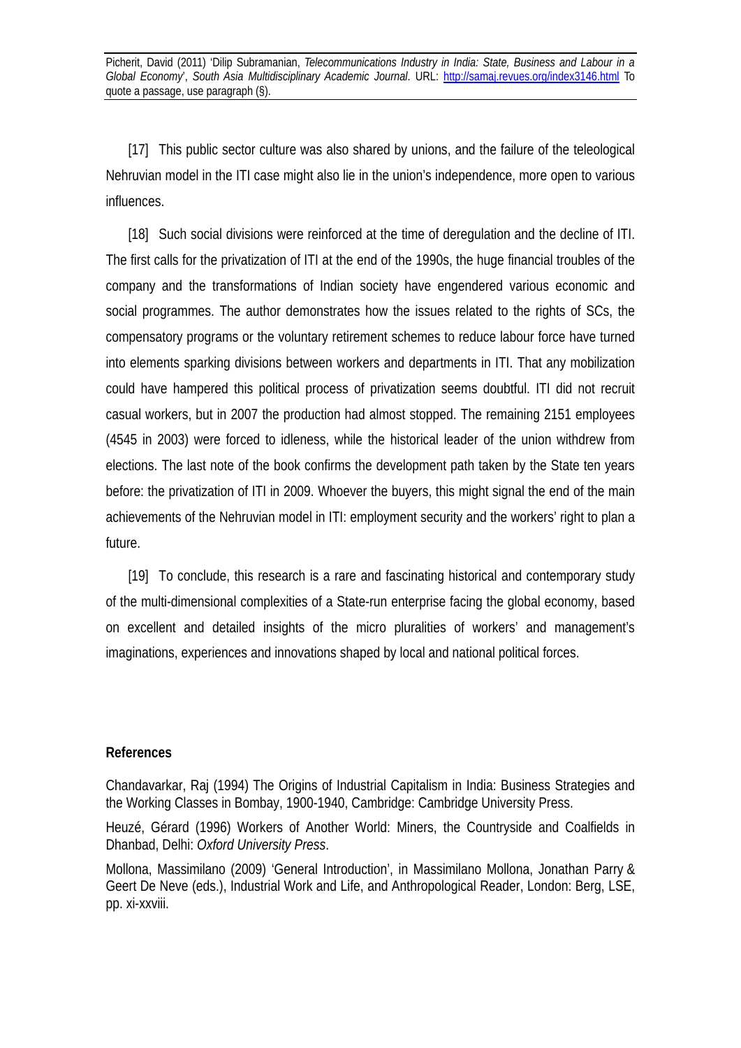[17] This public sector culture was also shared by unions, and the failure of the teleological Nehruvian model in the ITI case might also lie in the union's independence, more open to various influences.

[18] Such social divisions were reinforced at the time of deregulation and the decline of ITI. The first calls for the privatization of ITI at the end of the 1990s, the huge financial troubles of the company and the transformations of Indian society have engendered various economic and social programmes. The author demonstrates how the issues related to the rights of SCs, the compensatory programs or the voluntary retirement schemes to reduce labour force have turned into elements sparking divisions between workers and departments in ITI. That any mobilization could have hampered this political process of privatization seems doubtful. ITI did not recruit casual workers, but in 2007 the production had almost stopped. The remaining 2151 employees (4545 in 2003) were forced to idleness, while the historical leader of the union withdrew from elections. The last note of the book confirms the development path taken by the State ten years before: the privatization of ITI in 2009. Whoever the buyers, this might signal the end of the main achievements of the Nehruvian model in ITI: employment security and the workers' right to plan a future.

[19] To conclude, this research is a rare and fascinating historical and contemporary study of the multi-dimensional complexities of a State-run enterprise facing the global economy, based on excellent and detailed insights of the micro pluralities of workers' and management's imaginations, experiences and innovations shaped by local and national political forces.

**References**

Chandavarkar, Raj (1994) The Origins of Industrial Capitalism in India: Business Strategies and the Working Classes in Bombay, 1900-1940, Cambridge: Cambridge University Press.

Heuzé, Gérard (1996) Workers of Another World: Miners, the Countryside and Coalfields in Dhanbad, Delhi: *Oxford University Press*.

Mollona, Massimilano (2009) 'General Introduction', in Massimilano Mollona, Jonathan Parry & Geert De Neve (eds.), Industrial Work and Life, and Anthropological Reader, London: Berg, LSE, pp. xi-xxviii.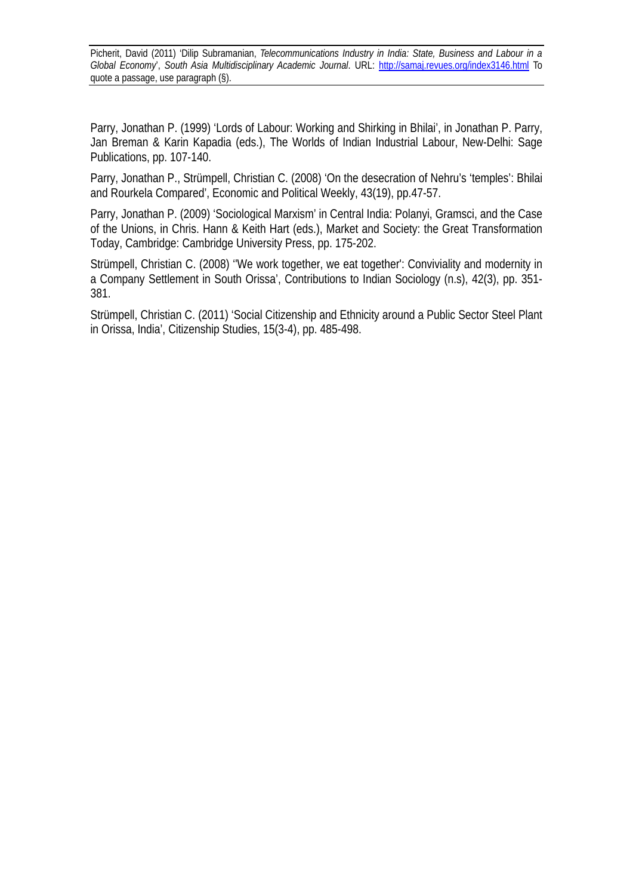Parry, Jonathan P. (1999) 'Lords of Labour: Working and Shirking in Bhilai', in Jonathan P. Parry, Jan Breman & Karin Kapadia (eds.), The Worlds of Indian Industrial Labour, New-Delhi: Sage Publications, pp. 107-140.

Parry, Jonathan P., Strümpell, Christian C. (2008) 'On the desecration of Nehru's 'temples': Bhilai and Rourkela Compared', Economic and Political Weekly, 43(19), pp.47-57.

Parry, Jonathan P. (2009) 'Sociological Marxism' in Central India: Polanyi, Gramsci, and the Case of the Unions, in Chris. Hann & Keith Hart (eds.), Market and Society: the Great Transformation Today, Cambridge: Cambridge University Press, pp. 175-202.

Strümpell, Christian C. (2008) ''We work together, we eat together': Conviviality and modernity in a Company Settlement in South Orissa', Contributions to Indian Sociology (n.s), 42(3), pp. 351-381.

Strümpell, Christian C. (2011) 'Social Citizenship and Ethnicity around a Public Sector Steel Plant in Orissa, India', Citizenship Studies, 15(3-4), pp. 485-498.